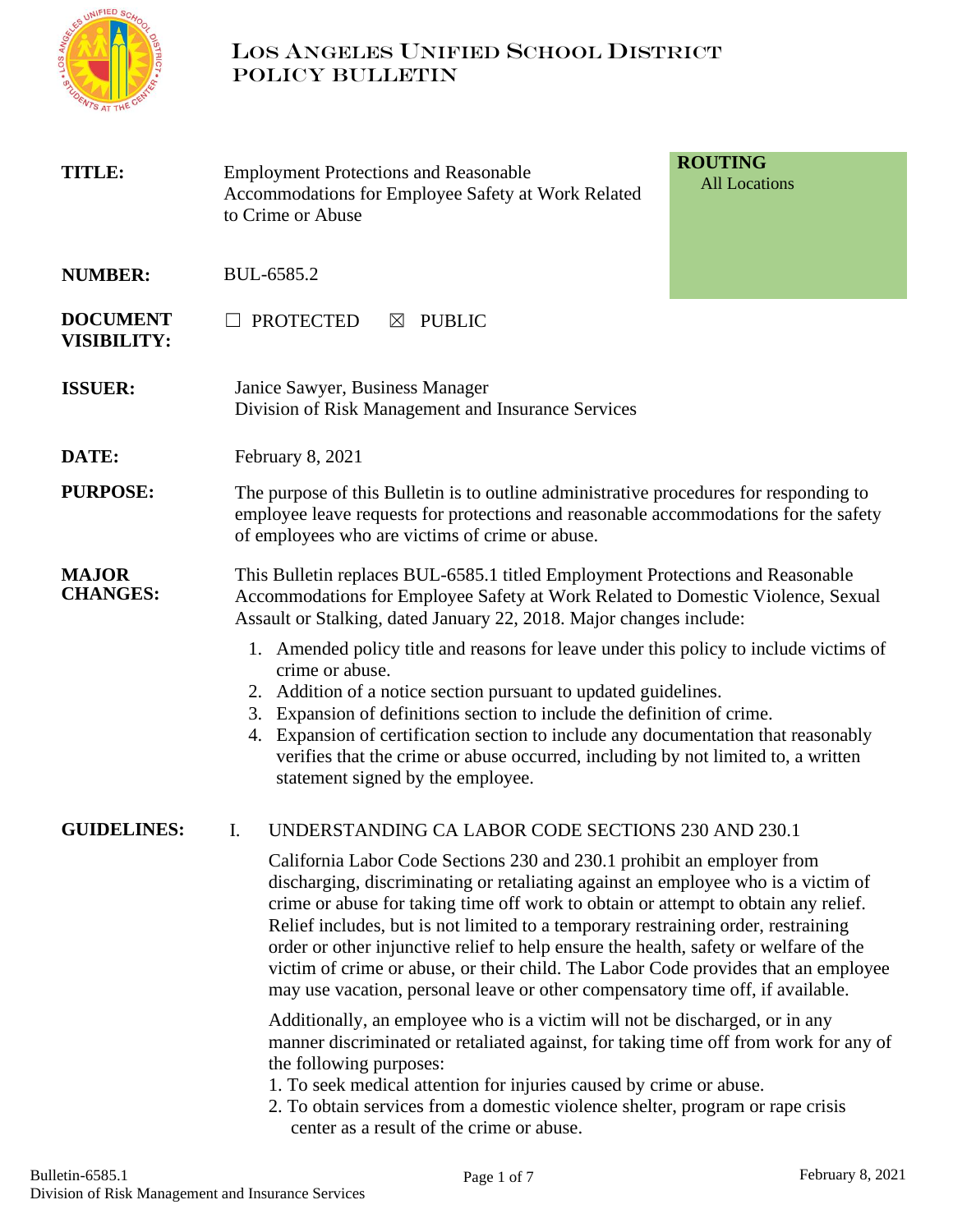# LOS ANGELES UNIFIED SCHOOL DISTRICT
## POLICY BULLETIN

| | | |
|---|---|---|
| **TITLE:** | Employment Protections and Reasonable Accommodations for Employee Safety at Work Related to Crime or Abuse | **ROUTING** All Locations |
| **NUMBER:** | BUL-6585.2 | |
| **DOCUMENT VISIBILITY:** | ☐ PROTECTED ☒ PUBLIC | |
| **ISSUER:** | Janice Sawyer, Business Manager Division of Risk Management and Insurance Services | |
| **DATE:** | February 8, 2021 | |

**PURPOSE:** The purpose of this Bulletin is to outline administrative procedures for responding to employee leave requests for protections and reasonable accommodations for the safety of employees who are victims of crime or abuse.

**MAJOR CHANGES:** This Bulletin replaces BUL-6585.1 titled Employment Protections and Reasonable Accommodations for Employee Safety at Work Related to Domestic Violence, Sexual Assault or Stalking, dated January 22, 2018. Major changes include:

1. Amended policy title and reasons for leave under this policy to include victims of crime or abuse.
2. Addition of a notice section pursuant to updated guidelines.
3. Expansion of definitions section to include the definition of crime.
4. Expansion of certification section to include any documentation that reasonably verifies that the crime or abuse occurred, including by not limited to, a written statement signed by the employee.

**GUIDELINES:**

I. UNDERSTANDING CA LABOR CODE SECTIONS 230 AND 230.1

California Labor Code Sections 230 and 230.1 prohibit an employer from discharging, discriminating or retaliating against an employee who is a victim of crime or abuse for taking time off work to obtain or attempt to obtain any relief. Relief includes, but is not limited to a temporary restraining order, restraining order or other injunctive relief to help ensure the health, safety or welfare of the victim of crime or abuse, or their child. The Labor Code provides that an employee may use vacation, personal leave or other compensatory time off, if available.

Additionally, an employee who is a victim will not be discharged, or in any manner discriminated or retaliated against, for taking time off from work for any of the following purposes:

1. To seek medical attention for injuries caused by crime or abuse.
2. To obtain services from a domestic violence shelter, program or rape crisis center as a result of the crime or abuse.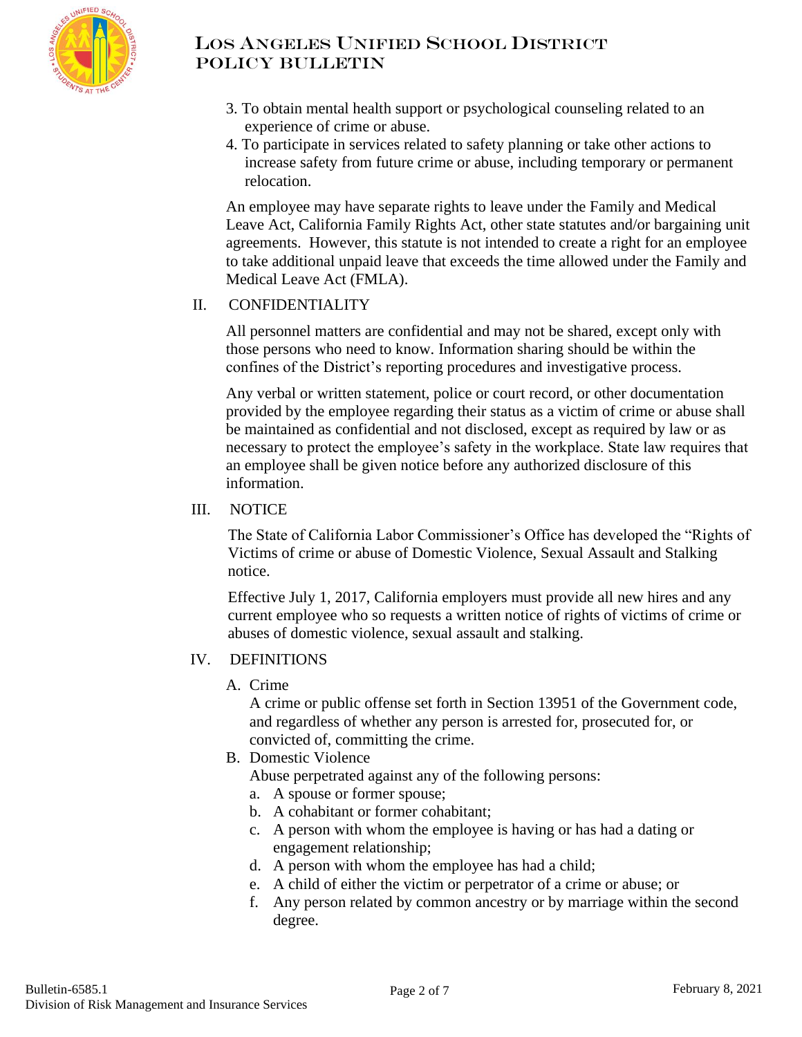3. To obtain mental health support or psychological counseling related to an experience of crime or abuse.
4. To participate in services related to safety planning or take other actions to increase safety from future crime or abuse, including temporary or permanent relocation.

An employee may have separate rights to leave under the Family and Medical Leave Act, California Family Rights Act, other state statutes and/or bargaining unit agreements. However, this statute is not intended to create a right for an employee to take additional unpaid leave that exceeds the time allowed under the Family and Medical Leave Act (FMLA).

## II. CONFIDENTIALITY

All personnel matters are confidential and may not be shared, except only with those persons who need to know. Information sharing should be within the confines of the District's reporting procedures and investigative process.

Any verbal or written statement, police or court record, or other documentation provided by the employee regarding their status as a victim of crime or abuse shall be maintained as confidential and not disclosed, except as required by law or as necessary to protect the employee's safety in the workplace. State law requires that an employee shall be given notice before any authorized disclosure of this information.

## III. NOTICE

The State of California Labor Commissioner's Office has developed the "Rights of Victims of crime or abuse of Domestic Violence, Sexual Assault and Stalking notice.

Effective July 1, 2017, California employers must provide all new hires and any current employee who so requests a written notice of rights of victims of crime or abuses of domestic violence, sexual assault and stalking.

## IV. DEFINITIONS

A. Crime

A crime or public offense set forth in Section 13951 of the Government code, and regardless of whether any person is arrested for, prosecuted for, or convicted of, committing the crime.

B. Domestic Violence

Abuse perpetrated against any of the following persons:

a. A spouse or former spouse;
b. A cohabitant or former cohabitant;
c. A person with whom the employee is having or has had a dating or engagement relationship;
d. A person with whom the employee has had a child;
e. A child of either the victim or perpetrator of a crime or abuse; or
f. Any person related by common ancestry or by marriage within the second degree.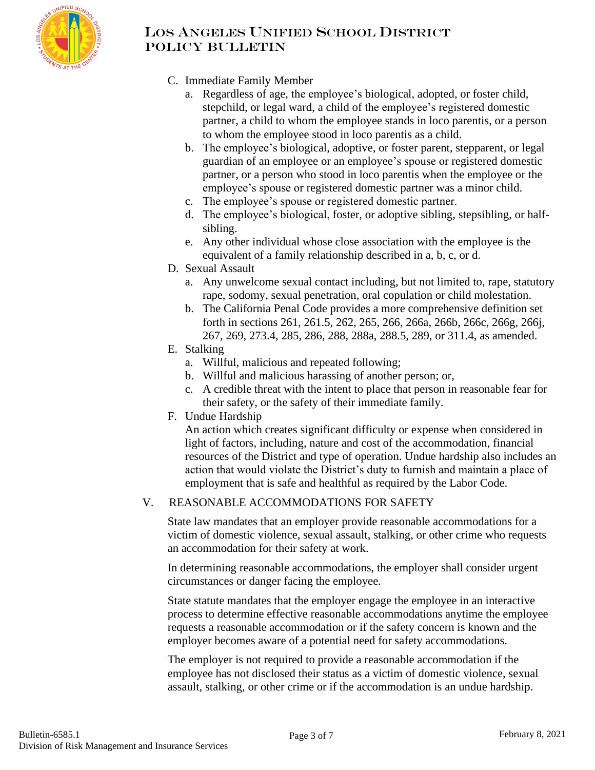C. Immediate Family Member

a. Regardless of age, the employee's biological, adopted, or foster child, stepchild, or legal ward, a child of the employee's registered domestic partner, a child to whom the employee stands in loco parentis, or a person to whom the employee stood in loco parentis as a child.

b. The employee's biological, adoptive, or foster parent, stepparent, or legal guardian of an employee or an employee's spouse or registered domestic partner, or a person who stood in loco parentis when the employee or the employee's spouse or registered domestic partner was a minor child.

c. The employee's spouse or registered domestic partner.

d. The employee's biological, foster, or adoptive sibling, stepsibling, or half-sibling.

e. Any other individual whose close association with the employee is the equivalent of a family relationship described in a, b, c, or d.

D. Sexual Assault

a. Any unwelcome sexual contact including, but not limited to, rape, statutory rape, sodomy, sexual penetration, oral copulation or child molestation.

b. The California Penal Code provides a more comprehensive definition set forth in sections 261, 261.5, 262, 265, 266, 266a, 266b, 266c, 266g, 266j, 267, 269, 273.4, 285, 286, 288, 288a, 288.5, 289, or 311.4, as amended.

E. Stalking

a. Willful, malicious and repeated following;

b. Willful and malicious harassing of another person; or,

c. A credible threat with the intent to place that person in reasonable fear for their safety, or the safety of their immediate family.

F. Undue Hardship

An action which creates significant difficulty or expense when considered in light of factors, including, nature and cost of the accommodation, financial resources of the District and type of operation. Undue hardship also includes an action that would violate the District's duty to furnish and maintain a place of employment that is safe and healthful as required by the Labor Code.

## V. REASONABLE ACCOMMODATIONS FOR SAFETY

State law mandates that an employer provide reasonable accommodations for a victim of domestic violence, sexual assault, stalking, or other crime who requests an accommodation for their safety at work.

In determining reasonable accommodations, the employer shall consider urgent circumstances or danger facing the employee.

State statute mandates that the employer engage the employee in an interactive process to determine effective reasonable accommodations anytime the employee requests a reasonable accommodation or if the safety concern is known and the employer becomes aware of a potential need for safety accommodations.

The employer is not required to provide a reasonable accommodation if the employee has not disclosed their status as a victim of domestic violence, sexual assault, stalking, or other crime or if the accommodation is an undue hardship.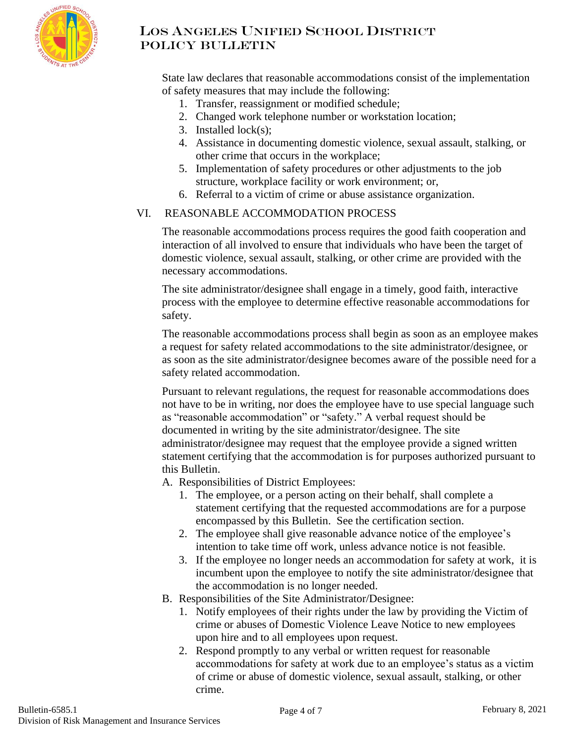State law declares that reasonable accommodations consist of the implementation of safety measures that may include the following:

1. Transfer, reassignment or modified schedule;
2. Changed work telephone number or workstation location;
3. Installed lock(s);
4. Assistance in documenting domestic violence, sexual assault, stalking, or other crime that occurs in the workplace;
5. Implementation of safety procedures or other adjustments to the job structure, workplace facility or work environment; or,
6. Referral to a victim of crime or abuse assistance organization.

## VI. REASONABLE ACCOMMODATION PROCESS

The reasonable accommodations process requires the good faith cooperation and interaction of all involved to ensure that individuals who have been the target of domestic violence, sexual assault, stalking, or other crime are provided with the necessary accommodations.

The site administrator/designee shall engage in a timely, good faith, interactive process with the employee to determine effective reasonable accommodations for safety.

The reasonable accommodations process shall begin as soon as an employee makes a request for safety related accommodations to the site administrator/designee, or as soon as the site administrator/designee becomes aware of the possible need for a safety related accommodation.

Pursuant to relevant regulations, the request for reasonable accommodations does not have to be in writing, nor does the employee have to use special language such as "reasonable accommodation" or "safety." A verbal request should be documented in writing by the site administrator/designee. The site administrator/designee may request that the employee provide a signed written statement certifying that the accommodation is for purposes authorized pursuant to this Bulletin.

A. Responsibilities of District Employees:
   1. The employee, or a person acting on their behalf, shall complete a statement certifying that the requested accommodations are for a purpose encompassed by this Bulletin. See the certification section.
   2. The employee shall give reasonable advance notice of the employee's intention to take time off work, unless advance notice is not feasible.
   3. If the employee no longer needs an accommodation for safety at work, it is incumbent upon the employee to notify the site administrator/designee that the accommodation is no longer needed.

B. Responsibilities of the Site Administrator/Designee:
   1. Notify employees of their rights under the law by providing the Victim of crime or abuses of Domestic Violence Leave Notice to new employees upon hire and to all employees upon request.
   2. Respond promptly to any verbal or written request for reasonable accommodations for safety at work due to an employee's status as a victim of crime or abuse of domestic violence, sexual assault, stalking, or other crime.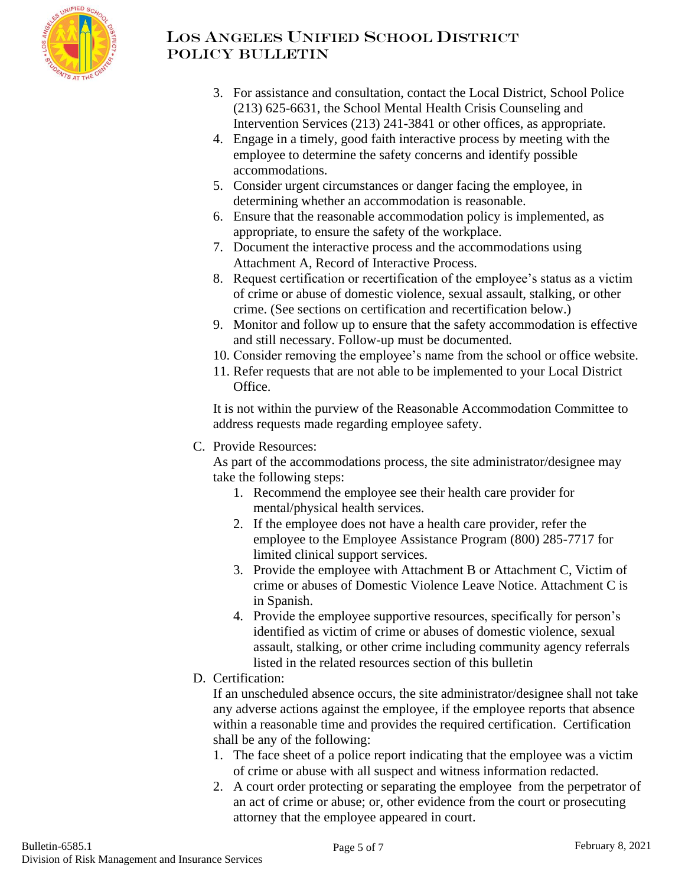3. For assistance and consultation, contact the Local District, School Police (213) 625-6631, the School Mental Health Crisis Counseling and Intervention Services (213) 241-3841 or other offices, as appropriate.
4. Engage in a timely, good faith interactive process by meeting with the employee to determine the safety concerns and identify possible accommodations.
5. Consider urgent circumstances or danger facing the employee, in determining whether an accommodation is reasonable.
6. Ensure that the reasonable accommodation policy is implemented, as appropriate, to ensure the safety of the workplace.
7. Document the interactive process and the accommodations using Attachment A, Record of Interactive Process.
8. Request certification or recertification of the employee's status as a victim of crime or abuse of domestic violence, sexual assault, stalking, or other crime. (See sections on certification and recertification below.)
9. Monitor and follow up to ensure that the safety accommodation is effective and still necessary. Follow-up must be documented.
10. Consider removing the employee's name from the school or office website.
11. Refer requests that are not able to be implemented to your Local District Office.

It is not within the purview of the Reasonable Accommodation Committee to address requests made regarding employee safety.

C. Provide Resources:
As part of the accommodations process, the site administrator/designee may take the following steps:
   1. Recommend the employee see their health care provider for mental/physical health services.
   2. If the employee does not have a health care provider, refer the employee to the Employee Assistance Program (800) 285-7717 for limited clinical support services.
   3. Provide the employee with Attachment B or Attachment C, Victim of crime or abuses of Domestic Violence Leave Notice. Attachment C is in Spanish.
   4. Provide the employee supportive resources, specifically for person's identified as victim of crime or abuses of domestic violence, sexual assault, stalking, or other crime including community agency referrals listed in the related resources section of this bulletin

D. Certification:
If an unscheduled absence occurs, the site administrator/designee shall not take any adverse actions against the employee, if the employee reports that absence within a reasonable time and provides the required certification. Certification shall be any of the following:
   1. The face sheet of a police report indicating that the employee was a victim of crime or abuse with all suspect and witness information redacted.
   2. A court order protecting or separating the employee from the perpetrator of an act of crime or abuse; or, other evidence from the court or prosecuting attorney that the employee appeared in court.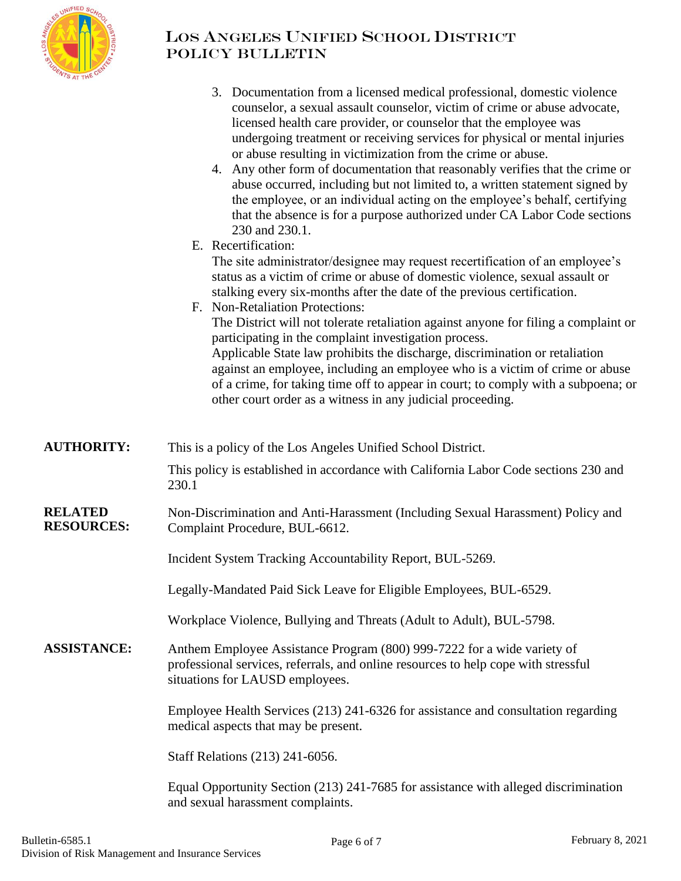3. Documentation from a licensed medical professional, domestic violence counselor, a sexual assault counselor, victim of crime or abuse advocate, licensed health care provider, or counselor that the employee was undergoing treatment or receiving services for physical or mental injuries or abuse resulting in victimization from the crime or abuse.
4. Any other form of documentation that reasonably verifies that the crime or abuse occurred, including but not limited to, a written statement signed by the employee, or an individual acting on the employee's behalf, certifying that the absence is for a purpose authorized under CA Labor Code sections 230 and 230.1.

E. Recertification:
The site administrator/designee may request recertification of an employee's status as a victim of crime or abuse of domestic violence, sexual assault or stalking every six-months after the date of the previous certification.

F. Non-Retaliation Protections:
The District will not tolerate retaliation against anyone for filing a complaint or participating in the complaint investigation process.
Applicable State law prohibits the discharge, discrimination or retaliation against an employee, including an employee who is a victim of crime or abuse of a crime, for taking time off to appear in court; to comply with a subpoena; or other court order as a witness in any judicial proceeding.

**AUTHORITY:** This is a policy of the Los Angeles Unified School District.

This policy is established in accordance with California Labor Code sections 230 and 230.1

**RELATED RESOURCES:** Non-Discrimination and Anti-Harassment (Including Sexual Harassment) Policy and Complaint Procedure, BUL-6612.

Incident System Tracking Accountability Report, BUL-5269.

Legally-Mandated Paid Sick Leave for Eligible Employees, BUL-6529.

Workplace Violence, Bullying and Threats (Adult to Adult), BUL-5798.

**ASSISTANCE:** Anthem Employee Assistance Program (800) 999-7222 for a wide variety of professional services, referrals, and online resources to help cope with stressful situations for LAUSD employees.

Employee Health Services (213) 241-6326 for assistance and consultation regarding medical aspects that may be present.

Staff Relations (213) 241-6056.

Equal Opportunity Section (213) 241-7685 for assistance with alleged discrimination and sexual harassment complaints.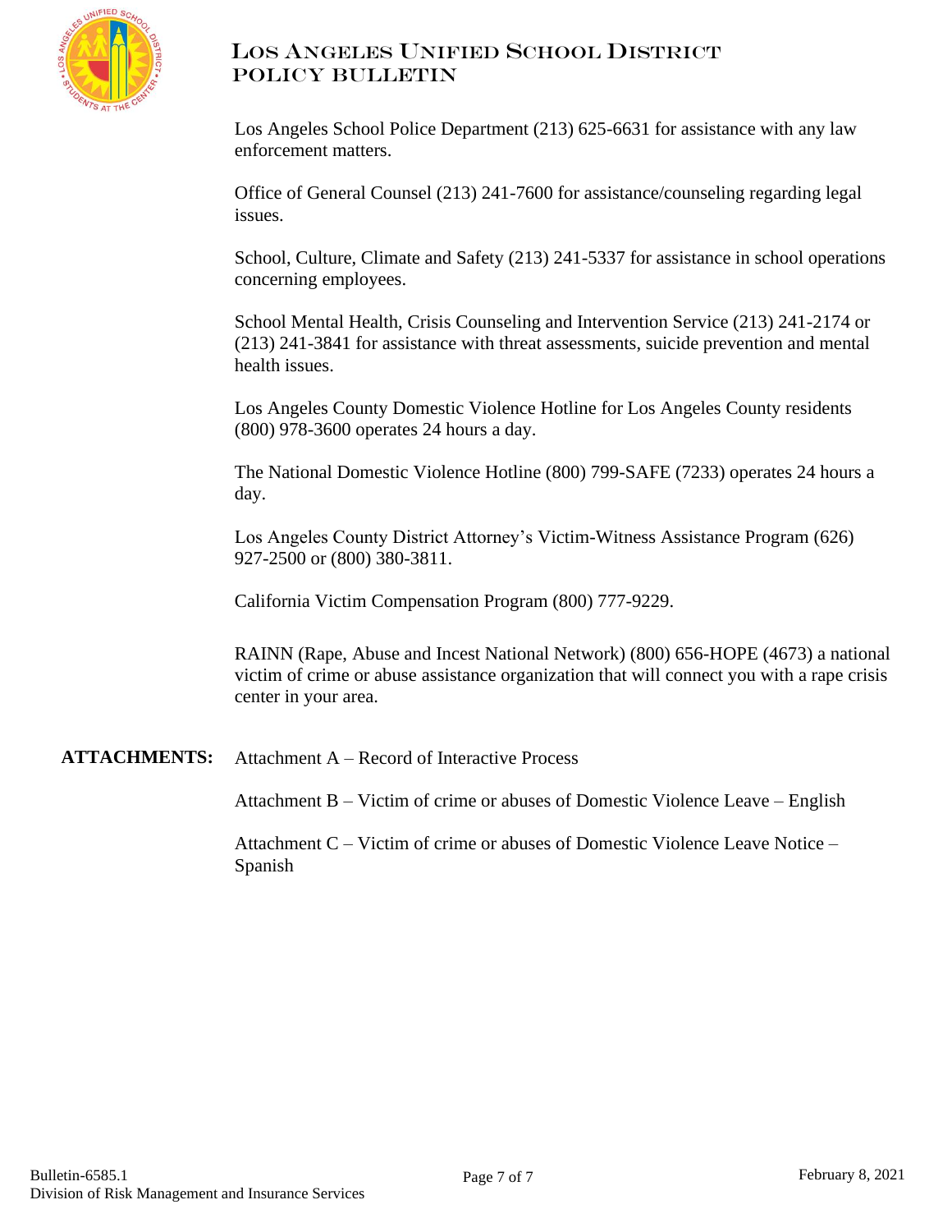Los Angeles School Police Department (213) 625-6631 for assistance with any law enforcement matters.

Office of General Counsel (213) 241-7600 for assistance/counseling regarding legal issues.

School, Culture, Climate and Safety (213) 241-5337 for assistance in school operations concerning employees.

School Mental Health, Crisis Counseling and Intervention Service (213) 241-2174 or (213) 241-3841 for assistance with threat assessments, suicide prevention and mental health issues.

Los Angeles County Domestic Violence Hotline for Los Angeles County residents (800) 978-3600 operates 24 hours a day.

The National Domestic Violence Hotline (800) 799-SAFE (7233) operates 24 hours a day.

Los Angeles County District Attorney's Victim-Witness Assistance Program (626) 927-2500 or (800) 380-3811.

California Victim Compensation Program (800) 777-9229.

RAINN (Rape, Abuse and Incest National Network) (800) 656-HOPE (4673) a national victim of crime or abuse assistance organization that will connect you with a rape crisis center in your area.

**ATTACHMENTS:** Attachment A – Record of Interactive Process

Attachment B – Victim of crime or abuses of Domestic Violence Leave – English

Attachment C – Victim of crime or abuses of Domestic Violence Leave Notice – Spanish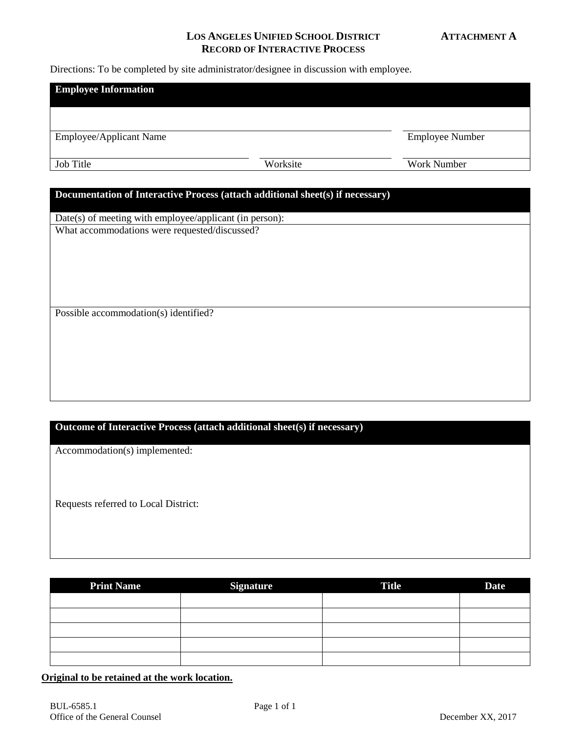# LOS ANGELES UNIFIED SCHOOL DISTRICT — ATTACHMENT A

## RECORD OF INTERACTIVE PROCESS

Directions: To be completed by site administrator/designee in discussion with employee.

### Employee Information

| | | |
|---|---|---|
| Employee/Applicant Name | | Employee Number |
| Job Title | Worksite | Work Number |

### Documentation of Interactive Process (attach additional sheet(s) if necessary)

Date(s) of meeting with employee/applicant (in person):

What accommodations were requested/discussed?

Possible accommodation(s) identified?

### Outcome of Interactive Process (attach additional sheet(s) if necessary)

Accommodation(s) implemented:

Requests referred to Local District:

| Print Name | Signature | Title | Date |
|---|---|---|---|
| | | | |
| | | | |
| | | | |
| | | | |
| | | | |

**Original to be retained at the work location.**

BUL-6585.1
Office of the General Counsel

December XX, 2017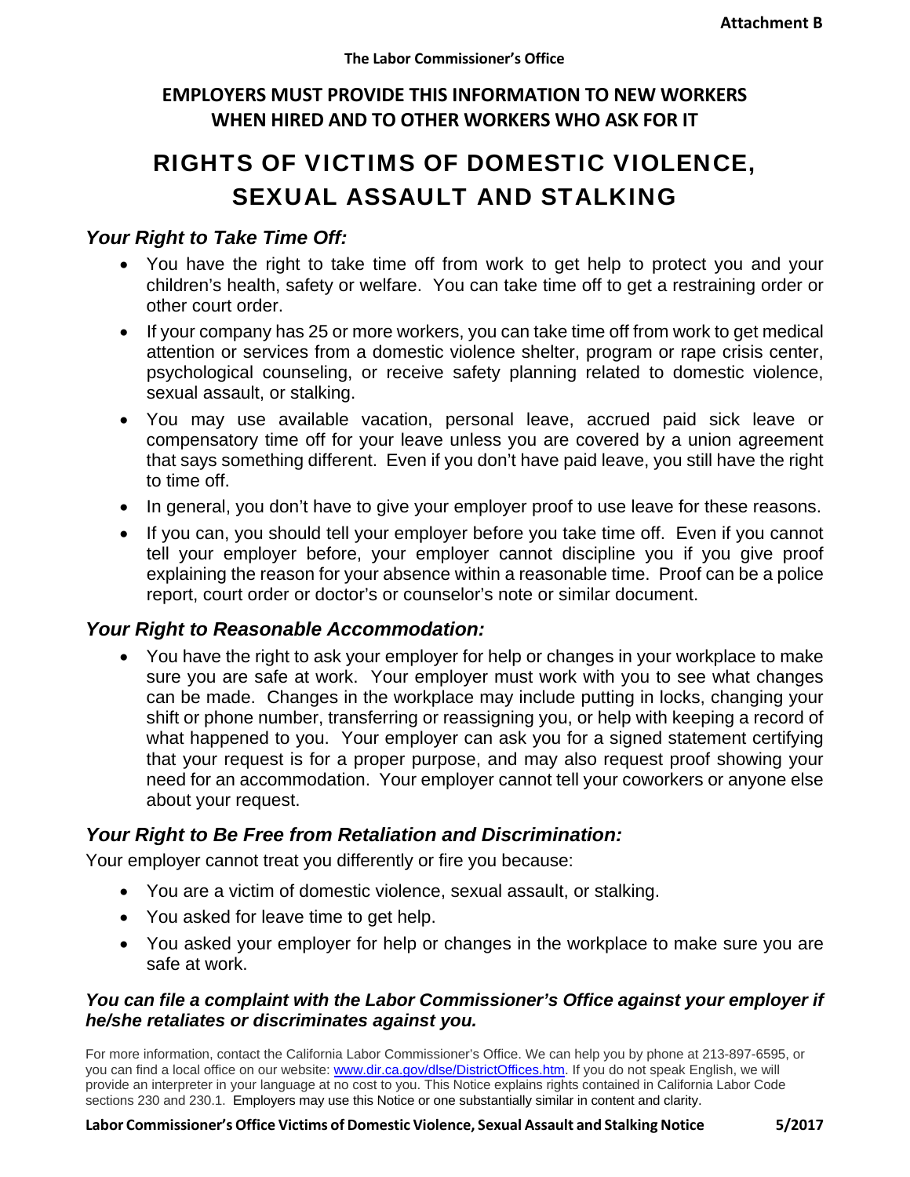**Attachment B**

**The Labor Commissioner's Office**

**EMPLOYERS MUST PROVIDE THIS INFORMATION TO NEW WORKERS WHEN HIRED AND TO OTHER WORKERS WHO ASK FOR IT**

# RIGHTS OF VICTIMS OF DOMESTIC VIOLENCE, SEXUAL ASSAULT AND STALKING

## *Your Right to Take Time Off:*

- You have the right to take time off from work to get help to protect you and your children's health, safety or welfare. You can take time off to get a restraining order or other court order.
- If your company has 25 or more workers, you can take time off from work to get medical attention or services from a domestic violence shelter, program or rape crisis center, psychological counseling, or receive safety planning related to domestic violence, sexual assault, or stalking.
- You may use available vacation, personal leave, accrued paid sick leave or compensatory time off for your leave unless you are covered by a union agreement that says something different. Even if you don't have paid leave, you still have the right to time off.
- In general, you don't have to give your employer proof to use leave for these reasons.
- If you can, you should tell your employer before you take time off. Even if you cannot tell your employer before, your employer cannot discipline you if you give proof explaining the reason for your absence within a reasonable time. Proof can be a police report, court order or doctor's or counselor's note or similar document.

## *Your Right to Reasonable Accommodation:*

- You have the right to ask your employer for help or changes in your workplace to make sure you are safe at work. Your employer must work with you to see what changes can be made. Changes in the workplace may include putting in locks, changing your shift or phone number, transferring or reassigning you, or help with keeping a record of what happened to you. Your employer can ask you for a signed statement certifying that your request is for a proper purpose, and may also request proof showing your need for an accommodation. Your employer cannot tell your coworkers or anyone else about your request.

## *Your Right to Be Free from Retaliation and Discrimination:*

Your employer cannot treat you differently or fire you because:

- You are a victim of domestic violence, sexual assault, or stalking.
- You asked for leave time to get help.
- You asked your employer for help or changes in the workplace to make sure you are safe at work.

***You can file a complaint with the Labor Commissioner's Office against your employer if he/she retaliates or discriminates against you.***

For more information, contact the California Labor Commissioner's Office. We can help you by phone at 213-897-6595, or you can find a local office on our website: [www.dir.ca.gov/dlse/DistrictOffices.htm](http://www.dir.ca.gov/dlse/DistrictOffices.htm). If you do not speak English, we will provide an interpreter in your language at no cost to you. This Notice explains rights contained in California Labor Code sections 230 and 230.1. Employers may use this Notice or one substantially similar in content and clarity.

**Labor Commissioner's Office Victims of Domestic Violence, Sexual Assault and Stalking Notice 5/2017**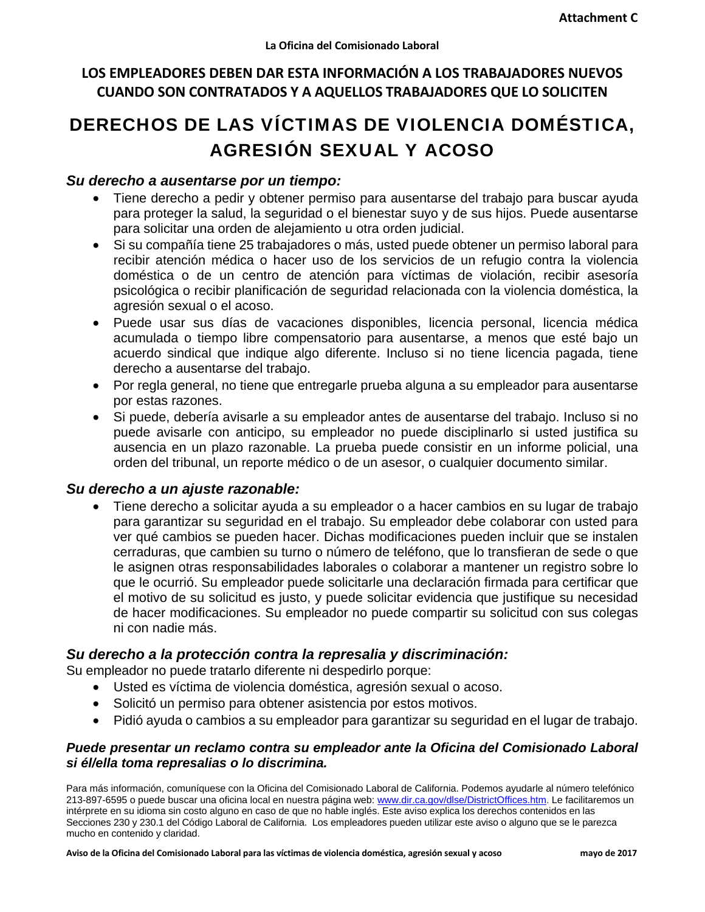Attachment C

**La Oficina del Comisionado Laboral**

**LOS EMPLEADORES DEBEN DAR ESTA INFORMACIÓN A LOS TRABAJADORES NUEVOS CUANDO SON CONTRATADOS Y A AQUELLOS TRABAJADORES QUE LO SOLICITEN**

# DERECHOS DE LAS VÍCTIMAS DE VIOLENCIA DOMÉSTICA, AGRESIÓN SEXUAL Y ACOSO

## *Su derecho a ausentarse por un tiempo:*

- Tiene derecho a pedir y obtener permiso para ausentarse del trabajo para buscar ayuda para proteger la salud, la seguridad o el bienestar suyo y de sus hijos. Puede ausentarse para solicitar una orden de alejamiento u otra orden judicial.
- Si su compañía tiene 25 trabajadores o más, usted puede obtener un permiso laboral para recibir atención médica o hacer uso de los servicios de un refugio contra la violencia doméstica o de un centro de atención para víctimas de violación, recibir asesoría psicológica o recibir planificación de seguridad relacionada con la violencia doméstica, la agresión sexual o el acoso.
- Puede usar sus días de vacaciones disponibles, licencia personal, licencia médica acumulada o tiempo libre compensatorio para ausentarse, a menos que esté bajo un acuerdo sindical que indique algo diferente. Incluso si no tiene licencia pagada, tiene derecho a ausentarse del trabajo.
- Por regla general, no tiene que entregarle prueba alguna a su empleador para ausentarse por estas razones.
- Si puede, debería avisarle a su empleador antes de ausentarse del trabajo. Incluso si no puede avisarle con anticipo, su empleador no puede disciplinarlo si usted justifica su ausencia en un plazo razonable. La prueba puede consistir en un informe policial, una orden del tribunal, un reporte médico o de un asesor, o cualquier documento similar.

## *Su derecho a un ajuste razonable:*

- Tiene derecho a solicitar ayuda a su empleador o a hacer cambios en su lugar de trabajo para garantizar su seguridad en el trabajo. Su empleador debe colaborar con usted para ver qué cambios se pueden hacer. Dichas modificaciones pueden incluir que se instalen cerraduras, que cambien su turno o número de teléfono, que lo transfieran de sede o que le asignen otras responsabilidades laborales o colaborar a mantener un registro sobre lo que le ocurrió. Su empleador puede solicitarle una declaración firmada para certificar que el motivo de su solicitud es justo, y puede solicitar evidencia que justifique su necesidad de hacer modificaciones. Su empleador no puede compartir su solicitud con sus colegas ni con nadie más.

## *Su derecho a la protección contra la represalia y discriminación:*

Su empleador no puede tratarlo diferente ni despedirlo porque:

- Usted es víctima de violencia doméstica, agresión sexual o acoso.
- Solicitó un permiso para obtener asistencia por estos motivos.
- Pidió ayuda o cambios a su empleador para garantizar su seguridad en el lugar de trabajo.

***Puede presentar un reclamo contra su empleador ante la Oficina del Comisionado Laboral si él/ella toma represalias o lo discrimina.***

Para más información, comuníquese con la Oficina del Comisionado Laboral de California. Podemos ayudarle al número telefónico 213-897-6595 o puede buscar una oficina local en nuestra página web: www.dir.ca.gov/dlse/DistrictOffices.htm. Le facilitaremos un intérprete en su idioma sin costo alguno en caso de que no hable inglés. Este aviso explica los derechos contenidos en las Secciones 230 y 230.1 del Código Laboral de California. Los empleadores pueden utilizar este aviso o alguno que se le parezca mucho en contenido y claridad.

**Aviso de la Oficina del Comisionado Laboral para las víctimas de violencia doméstica, agresión sexual y acoso** **mayo de 2017**